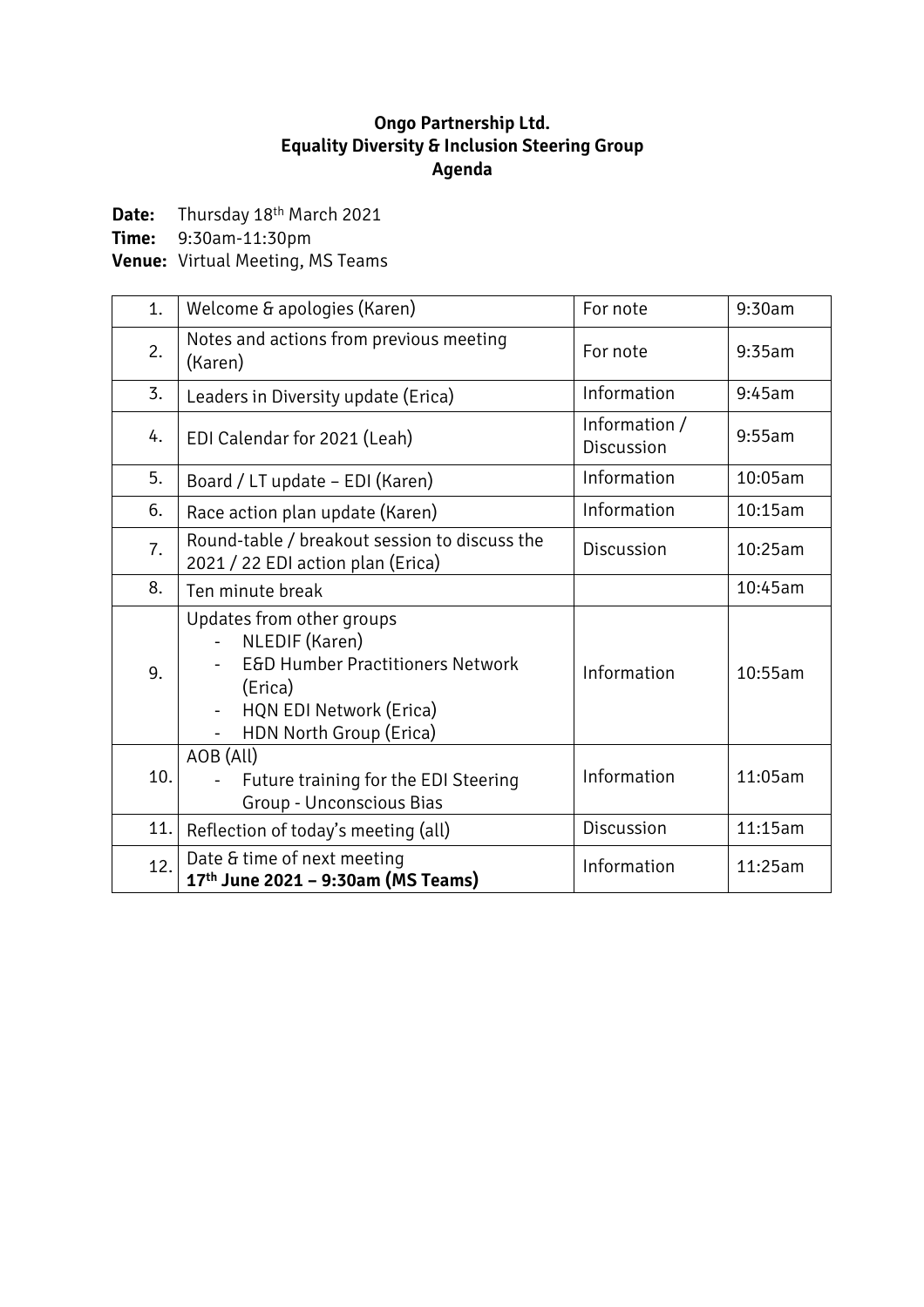**Ongo Partnership Ltd.**
**Equality Diversity & Inclusion Steering Group**
**Agenda**

**Date:** Thursday 18th March 2021
**Time:** 9:30am-11:30pm
**Venue:** Virtual Meeting, MS Teams

| | | | |
|---|---|---|---|
| 1. | Welcome & apologies (Karen) | For note | 9:30am |
| 2. | Notes and actions from previous meeting (Karen) | For note | 9:35am |
| 3. | Leaders in Diversity update (Erica) | Information | 9:45am |
| 4. | EDI Calendar for 2021 (Leah) | Information / Discussion | 9:55am |
| 5. | Board / LT update – EDI (Karen) | Information | 10:05am |
| 6. | Race action plan update (Karen) | Information | 10:15am |
| 7. | Round-table / breakout session to discuss the 2021 / 22 EDI action plan (Erica) | Discussion | 10:25am |
| 8. | Ten minute break | | 10:45am |
| 9. | Updates from other groups<br>- NLEDIF (Karen)<br>- E&D Humber Practitioners Network (Erica)<br>- HQN EDI Network (Erica)<br>- HDN North Group (Erica) | Information | 10:55am |
| 10. | AOB (All)<br>- Future training for the EDI Steering Group - Unconscious Bias | Information | 11:05am |
| 11. | Reflection of today's meeting (all) | Discussion | 11:15am |
| 12. | Date & time of next meeting<br>**17th June 2021 – 9:30am (MS Teams)** | Information | 11:25am |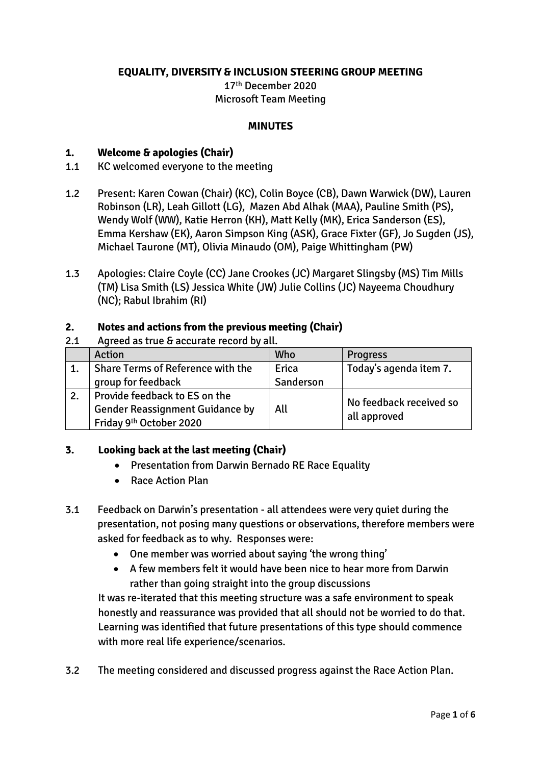**EQUALITY, DIVERSITY & INCLUSION STEERING GROUP MEETING**

17th December 2020

Microsoft Team Meeting

**MINUTES**

## 1. Welcome & apologies (Chair)

1.1 KC welcomed everyone to the meeting

1.2 Present: Karen Cowan (Chair) (KC), Colin Boyce (CB), Dawn Warwick (DW), Lauren Robinson (LR), Leah Gillott (LG), Mazen Abd Alhak (MAA), Pauline Smith (PS), Wendy Wolf (WW), Katie Herron (KH), Matt Kelly (MK), Erica Sanderson (ES), Emma Kershaw (EK), Aaron Simpson King (ASK), Grace Fixter (GF), Jo Sugden (JS), Michael Taurone (MT), Olivia Minaudo (OM), Paige Whittingham (PW)

1.3 Apologies: Claire Coyle (CC) Jane Crookes (JC) Margaret Slingsby (MS) Tim Mills (TM) Lisa Smith (LS) Jessica White (JW) Julie Collins (JC) Nayeema Choudhury (NC); Rabul Ibrahim (RI)

## 2. Notes and actions from the previous meeting (Chair)

2.1 Agreed as true & accurate record by all.

| | Action | Who | Progress |
|---|---|---|---|
| 1. | Share Terms of Reference with the group for feedback | Erica Sanderson | Today's agenda item 7. |
| 2. | Provide feedback to ES on the Gender Reassignment Guidance by Friday 9th October 2020 | All | No feedback received so all approved |

## 3. Looking back at the last meeting (Chair)

- Presentation from Darwin Bernado RE Race Equality
- Race Action Plan

3.1 Feedback on Darwin's presentation - all attendees were very quiet during the presentation, not posing many questions or observations, therefore members were asked for feedback as to why. Responses were:

- One member was worried about saying 'the wrong thing'
- A few members felt it would have been nice to hear more from Darwin rather than going straight into the group discussions

It was re-iterated that this meeting structure was a safe environment to speak honestly and reassurance was provided that all should not be worried to do that. Learning was identified that future presentations of this type should commence with more real life experience/scenarios.

3.2 The meeting considered and discussed progress against the Race Action Plan.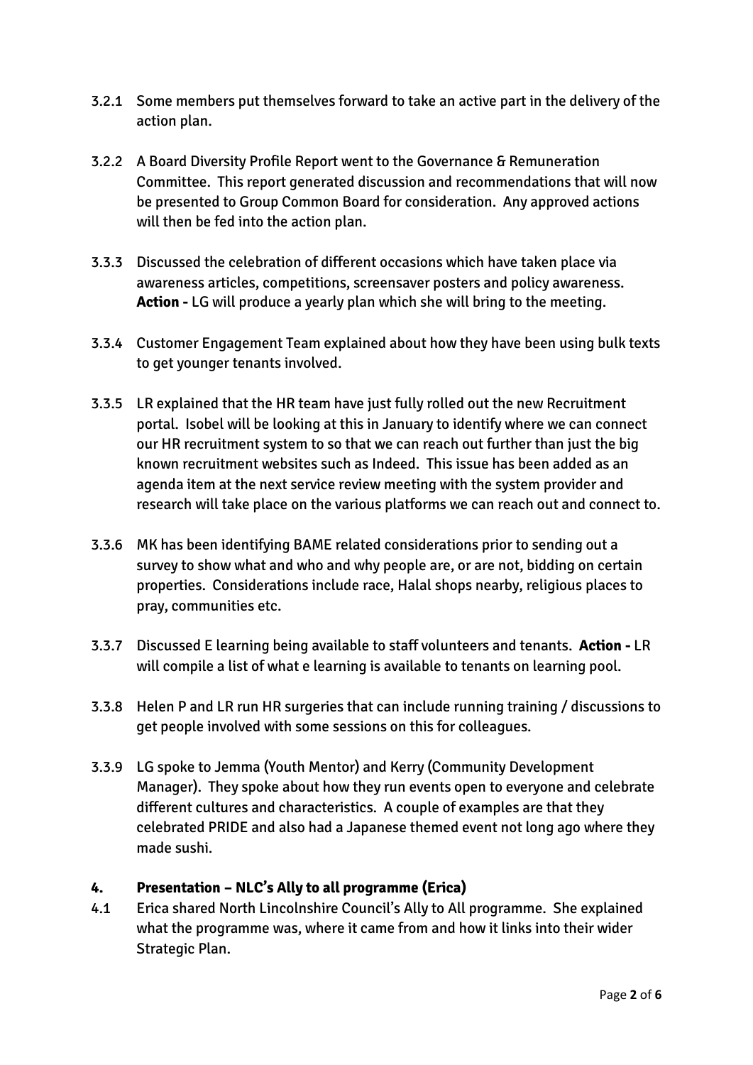3.2.1 Some members put themselves forward to take an active part in the delivery of the action plan.

3.2.2 A Board Diversity Profile Report went to the Governance & Remuneration Committee. This report generated discussion and recommendations that will now be presented to Group Common Board for consideration. Any approved actions will then be fed into the action plan.

3.3.3 Discussed the celebration of different occasions which have taken place via awareness articles, competitions, screensaver posters and policy awareness. **Action -** LG will produce a yearly plan which she will bring to the meeting.

3.3.4 Customer Engagement Team explained about how they have been using bulk texts to get younger tenants involved.

3.3.5 LR explained that the HR team have just fully rolled out the new Recruitment portal. Isobel will be looking at this in January to identify where we can connect our HR recruitment system to so that we can reach out further than just the big known recruitment websites such as Indeed. This issue has been added as an agenda item at the next service review meeting with the system provider and research will take place on the various platforms we can reach out and connect to.

3.3.6 MK has been identifying BAME related considerations prior to sending out a survey to show what and who and why people are, or are not, bidding on certain properties. Considerations include race, Halal shops nearby, religious places to pray, communities etc.

3.3.7 Discussed E learning being available to staff volunteers and tenants. **Action -** LR will compile a list of what e learning is available to tenants on learning pool.

3.3.8 Helen P and LR run HR surgeries that can include running training / discussions to get people involved with some sessions on this for colleagues.

3.3.9 LG spoke to Jemma (Youth Mentor) and Kerry (Community Development Manager). They spoke about how they run events open to everyone and celebrate different cultures and characteristics. A couple of examples are that they celebrated PRIDE and also had a Japanese themed event not long ago where they made sushi.

## 4. Presentation – NLC's Ally to all programme (Erica)

4.1 Erica shared North Lincolnshire Council's Ally to All programme. She explained what the programme was, where it came from and how it links into their wider Strategic Plan.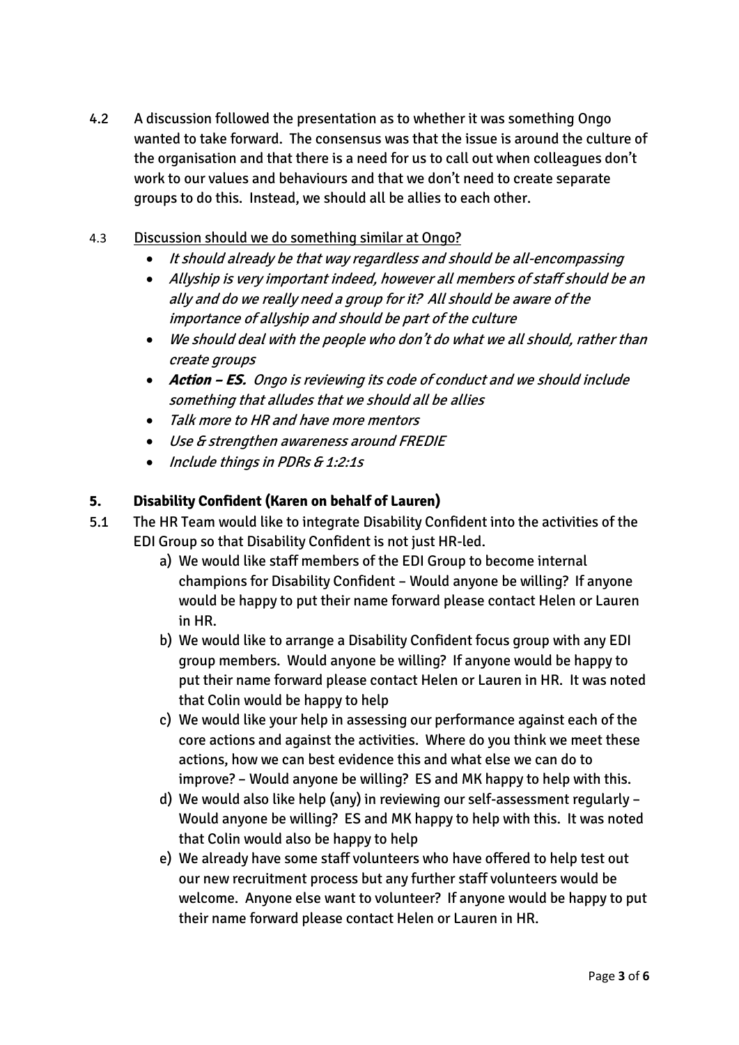4.2 A discussion followed the presentation as to whether it was something Ongo wanted to take forward. The consensus was that the issue is around the culture of the organisation and that there is a need for us to call out when colleagues don't work to our values and behaviours and that we don't need to create separate groups to do this. Instead, we should all be allies to each other.

4.3 <u>Discussion should we do something similar at Ongo?</u>

- *It should already be that way regardless and should be all-encompassing*
- *Allyship is very important indeed, however all members of staff should be an ally and do we really need a group for it? All should be aware of the importance of allyship and should be part of the culture*
- *We should deal with the people who don't do what we all should, rather than create groups*
- ***Action – ES.** Ongo is reviewing its code of conduct and we should include something that alludes that we should all be allies*
- *Talk more to HR and have more mentors*
- *Use & strengthen awareness around FREDIE*
- *Include things in PDRs & 1:2:1s*

## 5. Disability Confident (Karen on behalf of Lauren)

5.1 The HR Team would like to integrate Disability Confident into the activities of the EDI Group so that Disability Confident is not just HR-led.

a) We would like staff members of the EDI Group to become internal champions for Disability Confident – Would anyone be willing? If anyone would be happy to put their name forward please contact Helen or Lauren in HR.

b) We would like to arrange a Disability Confident focus group with any EDI group members. Would anyone be willing? If anyone would be happy to put their name forward please contact Helen or Lauren in HR. It was noted that Colin would be happy to help

c) We would like your help in assessing our performance against each of the core actions and against the activities. Where do you think we meet these actions, how we can best evidence this and what else we can do to improve? – Would anyone be willing? ES and MK happy to help with this.

d) We would also like help (any) in reviewing our self-assessment regularly – Would anyone be willing? ES and MK happy to help with this. It was noted that Colin would also be happy to help

e) We already have some staff volunteers who have offered to help test out our new recruitment process but any further staff volunteers would be welcome. Anyone else want to volunteer? If anyone would be happy to put their name forward please contact Helen or Lauren in HR.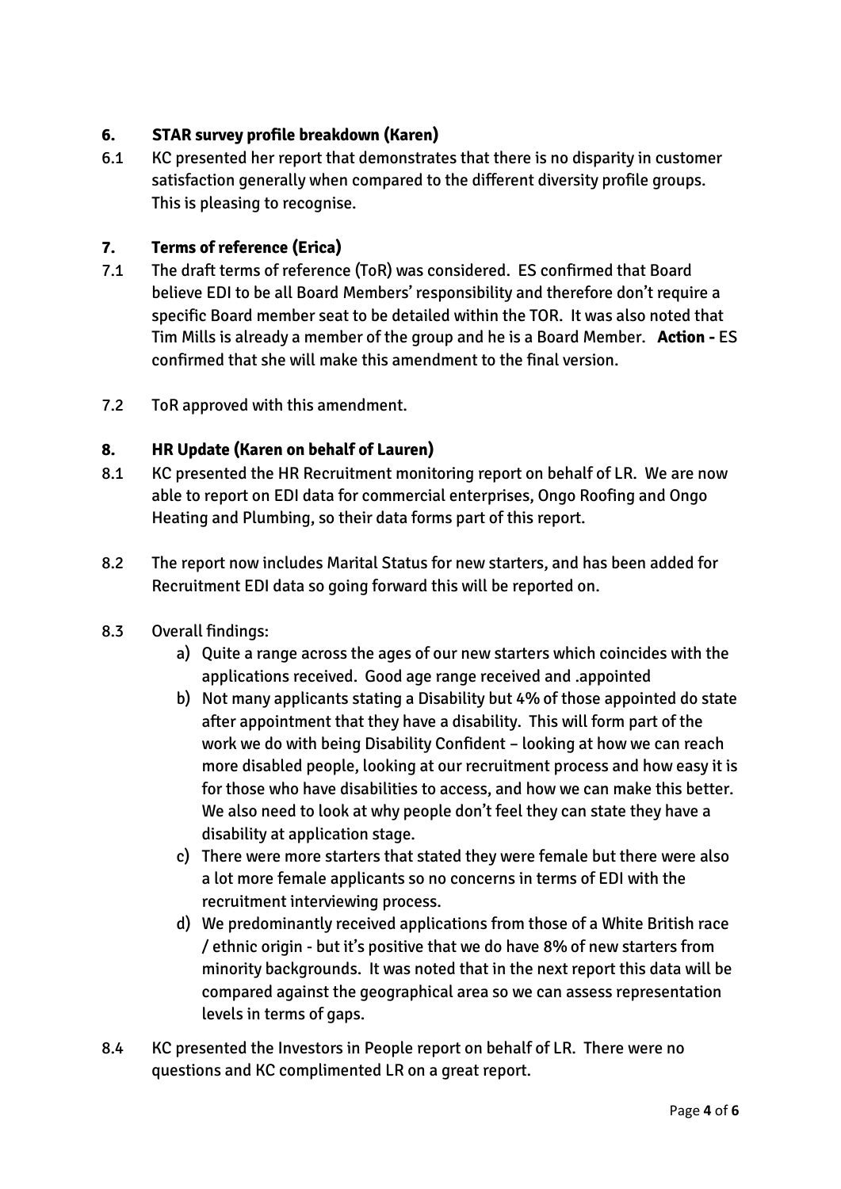## 6. STAR survey profile breakdown (Karen)

6.1 KC presented her report that demonstrates that there is no disparity in customer satisfaction generally when compared to the different diversity profile groups. This is pleasing to recognise.

## 7. Terms of reference (Erica)

7.1 The draft terms of reference (ToR) was considered. ES confirmed that Board believe EDI to be all Board Members' responsibility and therefore don't require a specific Board member seat to be detailed within the TOR. It was also noted that Tim Mills is already a member of the group and he is a Board Member. **Action -** ES confirmed that she will make this amendment to the final version.

7.2 ToR approved with this amendment.

## 8. HR Update (Karen on behalf of Lauren)

8.1 KC presented the HR Recruitment monitoring report on behalf of LR. We are now able to report on EDI data for commercial enterprises, Ongo Roofing and Ongo Heating and Plumbing, so their data forms part of this report.

8.2 The report now includes Marital Status for new starters, and has been added for Recruitment EDI data so going forward this will be reported on.

8.3 Overall findings:

a) Quite a range across the ages of our new starters which coincides with the applications received. Good age range received and .appointed

b) Not many applicants stating a Disability but 4% of those appointed do state after appointment that they have a disability. This will form part of the work we do with being Disability Confident – looking at how we can reach more disabled people, looking at our recruitment process and how easy it is for those who have disabilities to access, and how we can make this better. We also need to look at why people don't feel they can state they have a disability at application stage.

c) There were more starters that stated they were female but there were also a lot more female applicants so no concerns in terms of EDI with the recruitment interviewing process.

d) We predominantly received applications from those of a White British race / ethnic origin - but it's positive that we do have 8% of new starters from minority backgrounds. It was noted that in the next report this data will be compared against the geographical area so we can assess representation levels in terms of gaps.

8.4 KC presented the Investors in People report on behalf of LR. There were no questions and KC complimented LR on a great report.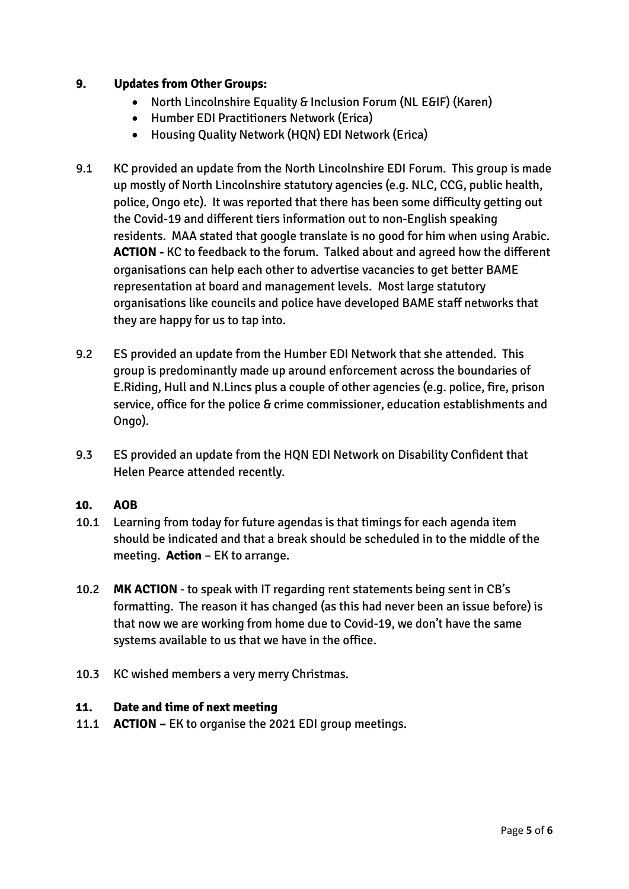**9. Updates from Other Groups:**

- North Lincolnshire Equality & Inclusion Forum (NL E&IF) (Karen)
- Humber EDI Practitioners Network (Erica)
- Housing Quality Network (HQN) EDI Network (Erica)

9.1 KC provided an update from the North Lincolnshire EDI Forum. This group is made up mostly of North Lincolnshire statutory agencies (e.g. NLC, CCG, public health, police, Ongo etc). It was reported that there has been some difficulty getting out the Covid-19 and different tiers information out to non-English speaking residents. MAA stated that google translate is no good for him when using Arabic. **ACTION -** KC to feedback to the forum. Talked about and agreed how the different organisations can help each other to advertise vacancies to get better BAME representation at board and management levels. Most large statutory organisations like councils and police have developed BAME staff networks that they are happy for us to tap into.

9.2 ES provided an update from the Humber EDI Network that she attended. This group is predominantly made up around enforcement across the boundaries of E.Riding, Hull and N.Lincs plus a couple of other agencies (e.g. police, fire, prison service, office for the police & crime commissioner, education establishments and Ongo).

9.3 ES provided an update from the HQN EDI Network on Disability Confident that Helen Pearce attended recently.

**10. AOB**

10.1 Learning from today for future agendas is that timings for each agenda item should be indicated and that a break should be scheduled in to the middle of the meeting. **Action** – EK to arrange.

10.2 **MK ACTION** - to speak with IT regarding rent statements being sent in CB's formatting. The reason it has changed (as this had never been an issue before) is that now we are working from home due to Covid-19, we don't have the same systems available to us that we have in the office.

10.3 KC wished members a very merry Christmas.

**11. Date and time of next meeting**

11.1 **ACTION –** EK to organise the 2021 EDI group meetings.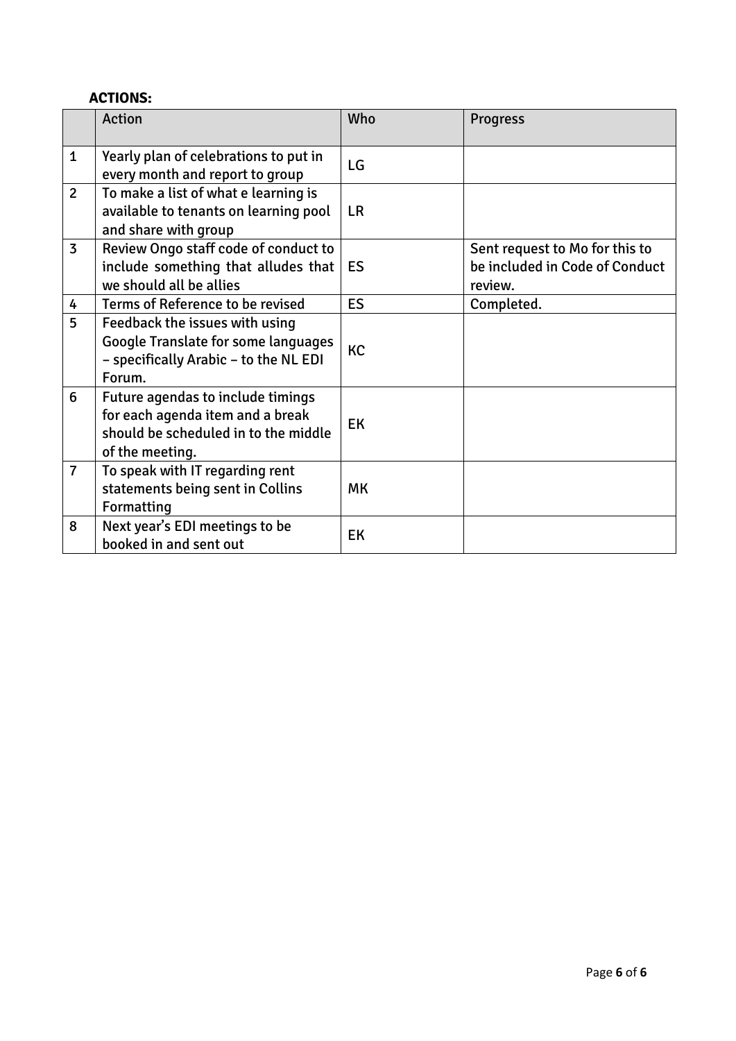**ACTIONS:**

| | Action | Who | Progress |
|---|---|---|---|
| 1 | Yearly plan of celebrations to put in every month and report to group | LG | |
| 2 | To make a list of what e learning is available to tenants on learning pool and share with group | LR | |
| 3 | Review Ongo staff code of conduct to include something that alludes that we should all be allies | ES | Sent request to Mo for this to be included in Code of Conduct review. |
| 4 | Terms of Reference to be revised | ES | Completed. |
| 5 | Feedback the issues with using Google Translate for some languages – specifically Arabic – to the NL EDI Forum. | KC | |
| 6 | Future agendas to include timings for each agenda item and a break should be scheduled in to the middle of the meeting. | EK | |
| 7 | To speak with IT regarding rent statements being sent in Collins Formatting | MK | |
| 8 | Next year's EDI meetings to be booked in and sent out | EK | |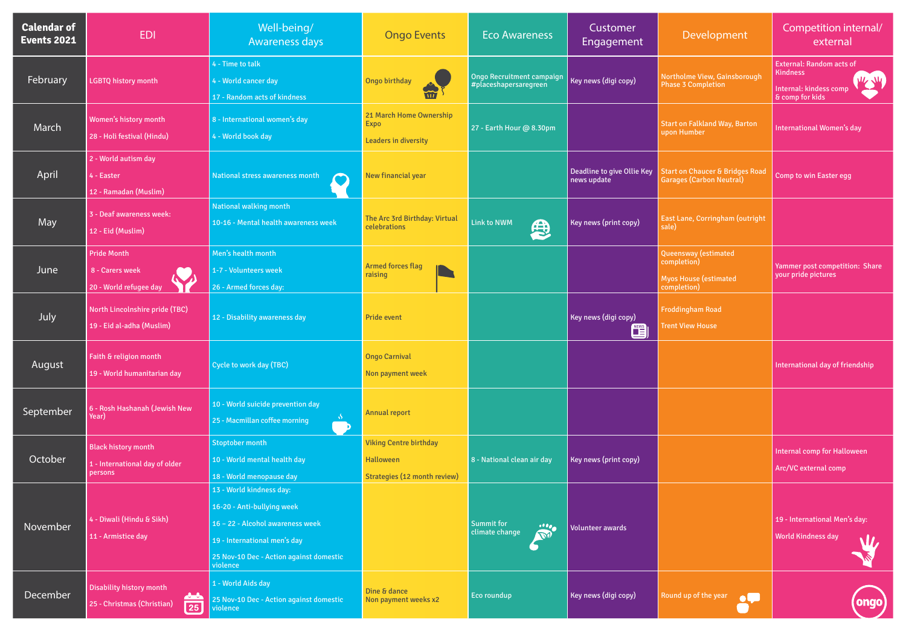| Calendar of Events 2021 | EDI | Well-being/ Awareness days | Ongo Events | Eco Awareness | Customer Engagement | Development | Competition internal/ external |
|---|---|---|---|---|---|---|---|
| February | LGBTQ history month | 4 - Time to talk<br>4 - World cancer day<br>17 - Random acts of kindness | Ongo birthday | Ongo Recruitment campaign #placeshapersaregreen | Key news (digi copy) | Northolme View, Gainsborough Phase 3 Completion | External: Random acts of Kindness<br>Internal: kindess comp & comp for kids |
| March | Women's history month<br>28 - Holi festival (Hindu) | 8 - International women's day<br>4 - World book day | 21 March Home Ownership Expo<br>Leaders in diversity | 27 - Earth Hour @ 8.30pm | | Start on Falkland Way, Barton upon Humber | International Women's day |
| April | 2 - World autism day<br>4 - Easter<br>12 - Ramadan (Muslim) | National stress awareness month | New financial year | | Deadline to give Ollie Key news update | Start on Chaucer & Bridges Road Garages (Carbon Neutral) | Comp to win Easter egg |
| May | 3 - Deaf awareness week:<br>12 - Eid (Muslim) | National walking month<br>10-16 - Mental health awareness week | The Arc 3rd Birthday: Virtual celebrations | Link to NWM | Key news (print copy) | East Lane, Corringham (outright sale) | |
| June | Pride Month<br>8 - Carers week<br>20 - World refugee day | Men's health month<br>1-7 - Volunteers week<br>26 - Armed forces day: | Armed forces flag raising | | | Queensway (estimated completion)<br>Myos House (estimated completion) | Yammer post competition: Share your pride pictures |
| July | North Lincolnshire pride (TBC)<br>19 - Eid al-adha (Muslim) | 12 - Disability awareness day | Pride event | | Key news (digi copy) | Froddingham Road<br>Trent View House | |
| August | Faith & religion month<br>19 - World humanitarian day | Cycle to work day (TBC) | Ongo Carnival<br>Non payment week | | | | International day of friendship |
| September | 6 - Rosh Hashanah (Jewish New Year) | 10 - World suicide prevention day<br>25 - Macmillan coffee morning | Annual report | | | | |
| October | Black history month<br>1 - International day of older persons | Stoptober month<br>10 - World mental health day<br>18 - World menopause day | Viking Centre birthday<br>Halloween<br>Strategies (12 month review) | 8 - National clean air day | Key news (print copy) | | Internal comp for Halloween<br>Arc/VC external comp |
| November | 4 - Diwali (Hindu & Sikh)<br>11 - Armistice day | 13 - World kindness day:<br>16-20 - Anti-bullying week<br>16 – 22 - Alcohol awareness week<br>19 - International men's day<br>25 Nov-10 Dec - Action against domestic violence | | Summit for climate change | Volunteer awards | | 19 - International Men's day:<br>World Kindness day |
| December | Disability history month<br>25 - Christmas (Christian) | 1 - World Aids day<br>25 Nov-10 Dec - Action against domestic violence | Dine & dance<br>Non payment weeks x2 | Eco roundup | Key news (digi copy) | Round up of the year | |

ongo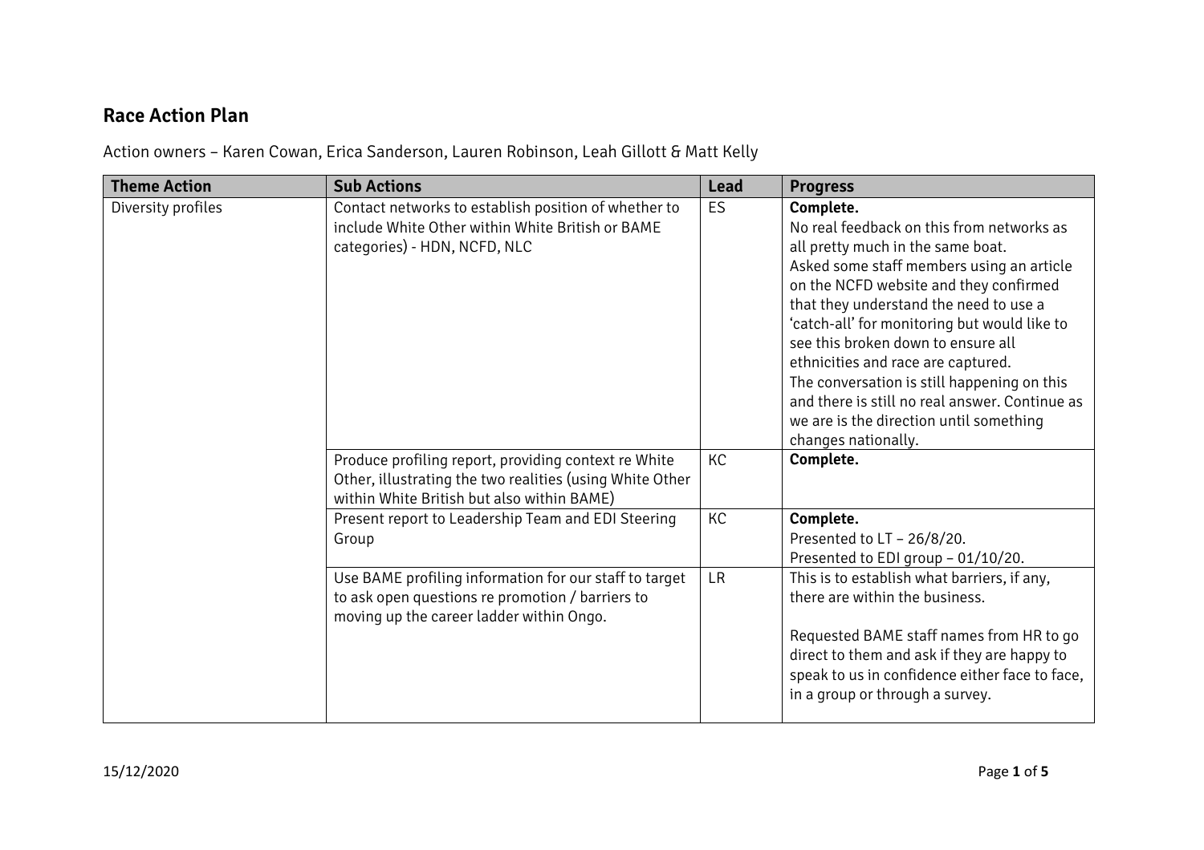## Race Action Plan

Action owners – Karen Cowan, Erica Sanderson, Lauren Robinson, Leah Gillott & Matt Kelly

| Theme Action | Sub Actions | Lead | Progress |
|---|---|---|---|
| Diversity profiles | Contact networks to establish position of whether to include White Other within White British or BAME categories) - HDN, NCFD, NLC | ES | **Complete.**<br>No real feedback on this from networks as all pretty much in the same boat.<br>Asked some staff members using an article on the NCFD website and they confirmed that they understand the need to use a 'catch-all' for monitoring but would like to see this broken down to ensure all ethnicities and race are captured.<br>The conversation is still happening on this and there is still no real answer. Continue as we are is the direction until something changes nationally. |
| | Produce profiling report, providing context re White Other, illustrating the two realities (using White Other within White British but also within BAME) | KC | **Complete.** |
| | Present report to Leadership Team and EDI Steering Group | KC | **Complete.**<br>Presented to LT – 26/8/20.<br>Presented to EDI group – 01/10/20. |
| | Use BAME profiling information for our staff to target to ask open questions re promotion / barriers to moving up the career ladder within Ongo. | LR | This is to establish what barriers, if any, there are within the business.<br><br>Requested BAME staff names from HR to go direct to them and ask if they are happy to speak to us in confidence either face to face, in a group or through a survey. |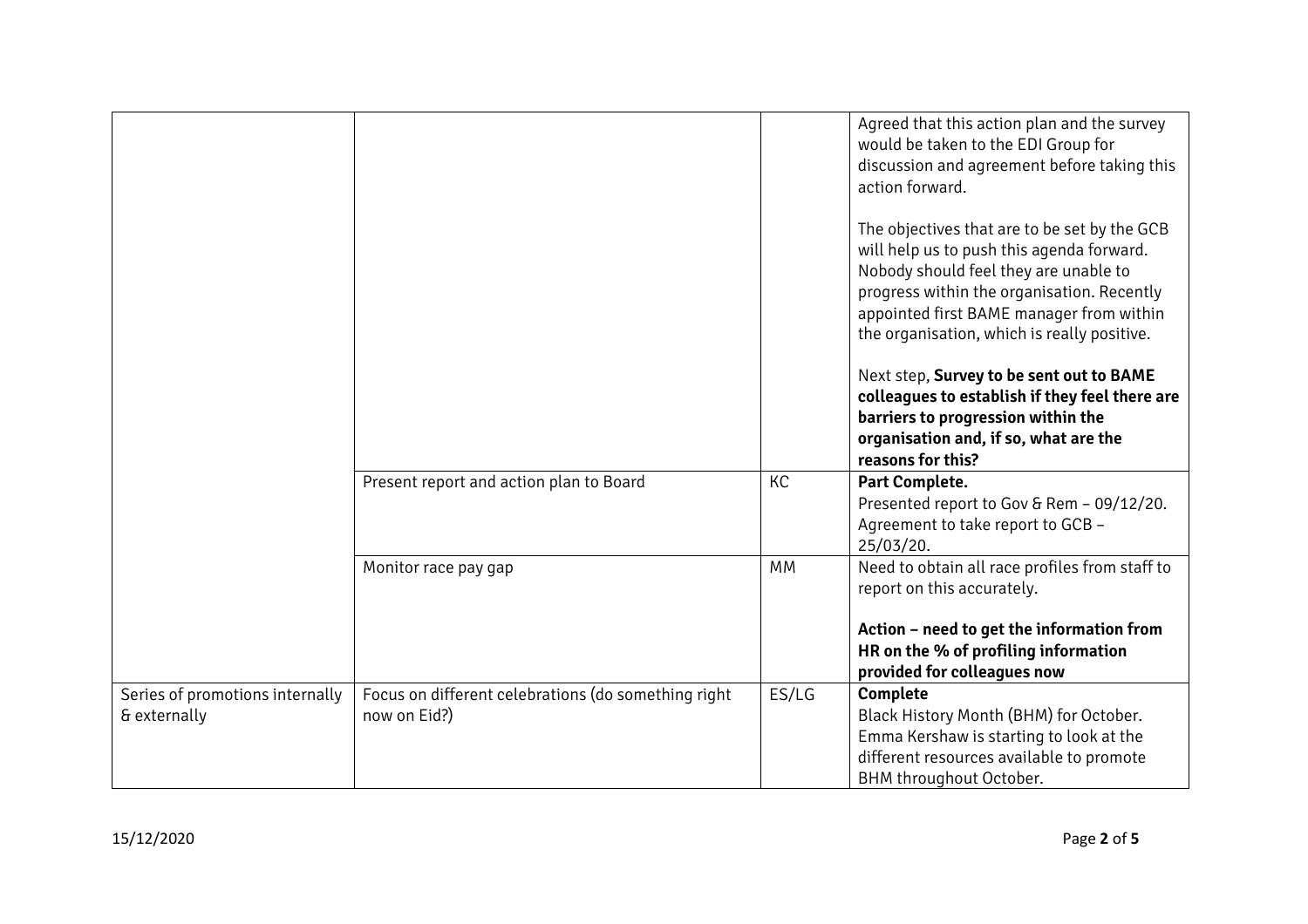| | | | |
|---|---|---|---|
| | | | Agreed that this action plan and the survey would be taken to the EDI Group for discussion and agreement before taking this action forward.<br><br>The objectives that are to be set by the GCB will help us to push this agenda forward. Nobody should feel they are unable to progress within the organisation. Recently appointed first BAME manager from within the organisation, which is really positive.<br><br>Next step, **Survey to be sent out to BAME colleagues to establish if they feel there are barriers to progression within the organisation and, if so, what are the reasons for this?** |
| | Present report and action plan to Board | KC | **Part Complete.**<br>Presented report to Gov & Rem – 09/12/20.<br>Agreement to take report to GCB – 25/03/20. |
| | Monitor race pay gap | MM | Need to obtain all race profiles from staff to report on this accurately.<br><br>**Action – need to get the information from HR on the % of profiling information provided for colleagues now** |
| Series of promotions internally & externally | Focus on different celebrations (do something right now on Eid?) | ES/LG | **Complete**<br>Black History Month (BHM) for October.<br>Emma Kershaw is starting to look at the different resources available to promote BHM throughout October. |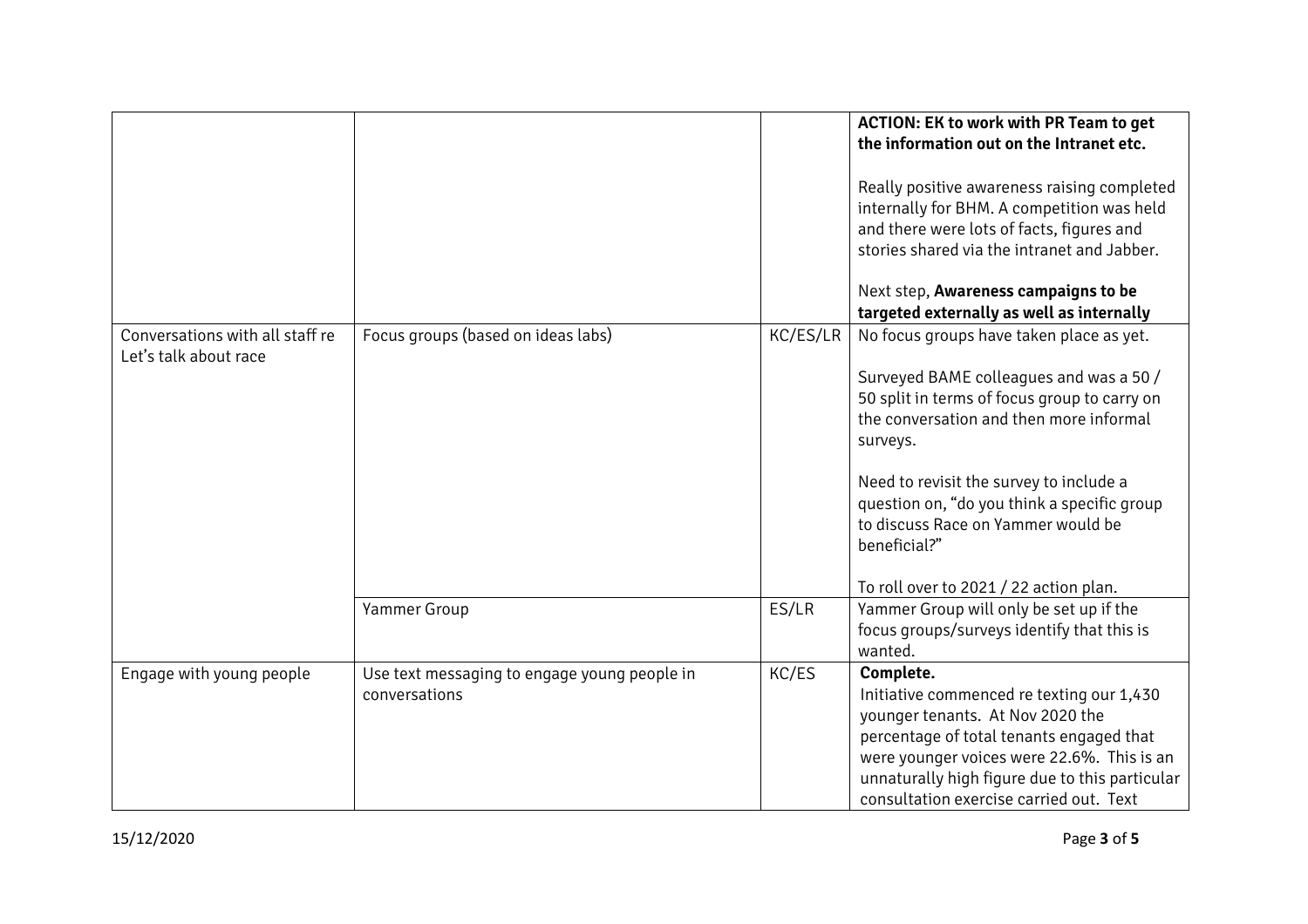| | | | |
|---|---|---|---|
| | | | **ACTION: EK to work with PR Team to get the information out on the Intranet etc.**<br><br>Really positive awareness raising completed internally for BHM. A competition was held and there were lots of facts, figures and stories shared via the intranet and Jabber.<br><br>Next step, **Awareness campaigns to be targeted externally as well as internally** |
| Conversations with all staff re Let's talk about race | Focus groups (based on ideas labs) | KC/ES/LR | No focus groups have taken place as yet.<br><br>Surveyed BAME colleagues and was a 50 / 50 split in terms of focus group to carry on the conversation and then more informal surveys.<br><br>Need to revisit the survey to include a question on, "do you think a specific group to discuss Race on Yammer would be beneficial?"<br><br>To roll over to 2021 / 22 action plan. |
| | Yammer Group | ES/LR | Yammer Group will only be set up if the focus groups/surveys identify that this is wanted. |
| Engage with young people | Use text messaging to engage young people in conversations | KC/ES | **Complete.**<br>Initiative commenced re texting our 1,430 younger tenants. At Nov 2020 the percentage of total tenants engaged that were younger voices were 22.6%. This is an unnaturally high figure due to this particular consultation exercise carried out. Text |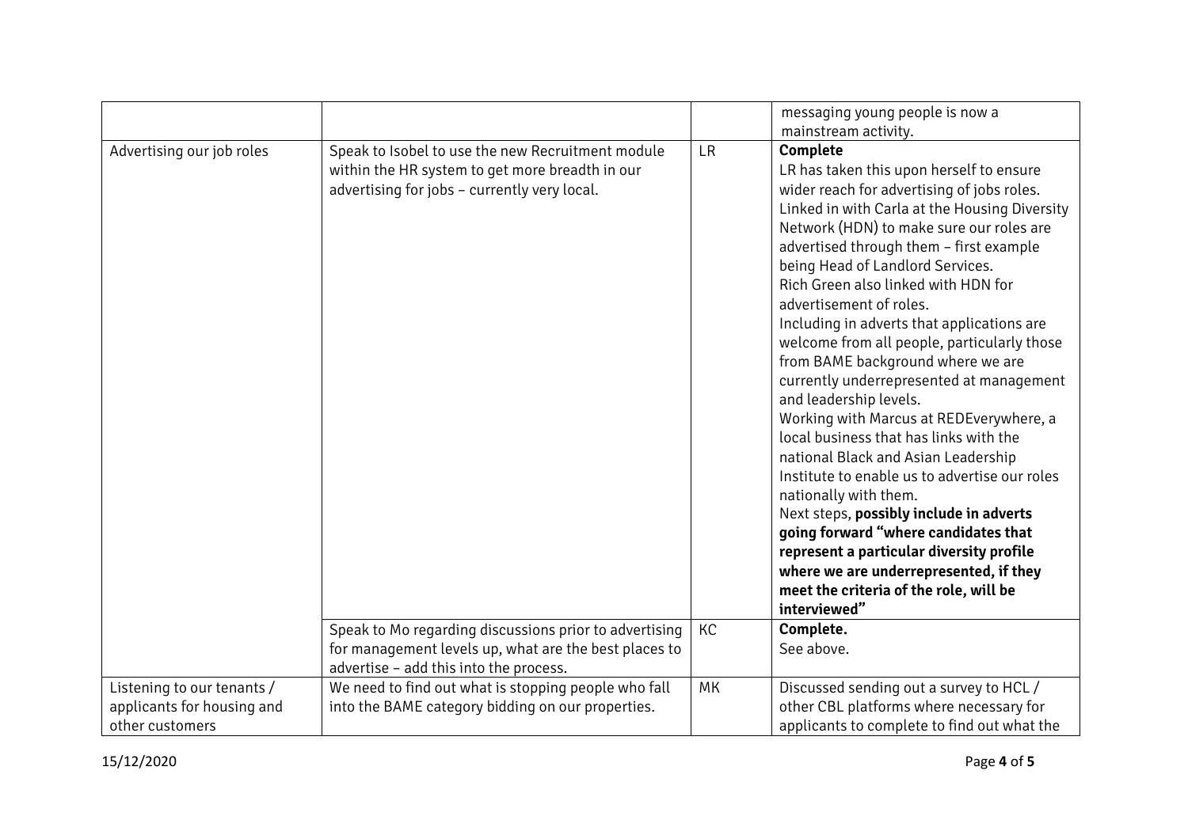| | | | |
|---|---|---|---|
| | | | messaging young people is now a mainstream activity. |
| Advertising our job roles | Speak to Isobel to use the new Recruitment module within the HR system to get more breadth in our advertising for jobs – currently very local. | LR | **Complete**<br>LR has taken this upon herself to ensure wider reach for advertising of jobs roles.<br>Linked in with Carla at the Housing Diversity Network (HDN) to make sure our roles are advertised through them – first example being Head of Landlord Services.<br>Rich Green also linked with HDN for advertisement of roles.<br>Including in adverts that applications are welcome from all people, particularly those from BAME background where we are currently underrepresented at management and leadership levels.<br>Working with Marcus at REDEverywhere, a local business that has links with the national Black and Asian Leadership Institute to enable us to advertise our roles nationally with them.<br>Next steps, **possibly include in adverts going forward "where candidates that represent a particular diversity profile where we are underrepresented, if they meet the criteria of the role, will be interviewed"** |
| | Speak to Mo regarding discussions prior to advertising for management levels up, what are the best places to advertise – add this into the process. | KC | **Complete.**<br>See above. |
| Listening to our tenants / applicants for housing and other customers | We need to find out what is stopping people who fall into the BAME category bidding on our properties. | MK | Discussed sending out a survey to HCL / other CBL platforms where necessary for applicants to complete to find out what the |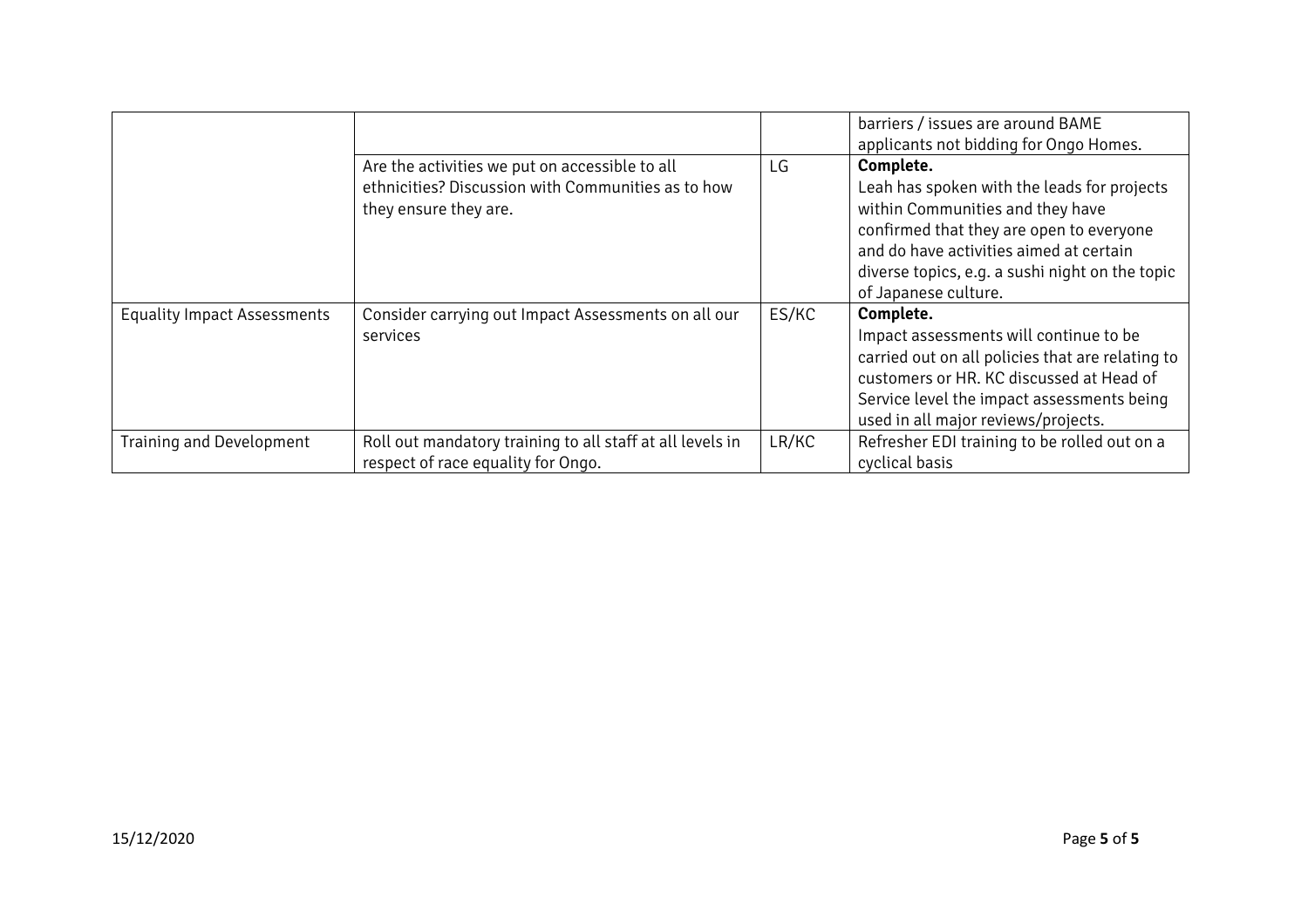| | | | |
|---|---|---|---|
| | | | barriers / issues are around BAME applicants not bidding for Ongo Homes. |
| | Are the activities we put on accessible to all ethnicities? Discussion with Communities as to how they ensure they are. | LG | **Complete.** Leah has spoken with the leads for projects within Communities and they have confirmed that they are open to everyone and do have activities aimed at certain diverse topics, e.g. a sushi night on the topic of Japanese culture. |
| Equality Impact Assessments | Consider carrying out Impact Assessments on all our services | ES/KC | **Complete.** Impact assessments will continue to be carried out on all policies that are relating to customers or HR. KC discussed at Head of Service level the impact assessments being used in all major reviews/projects. |
| Training and Development | Roll out mandatory training to all staff at all levels in respect of race equality for Ongo. | LR/KC | Refresher EDI training to be rolled out on a cyclical basis |

15/12/2020